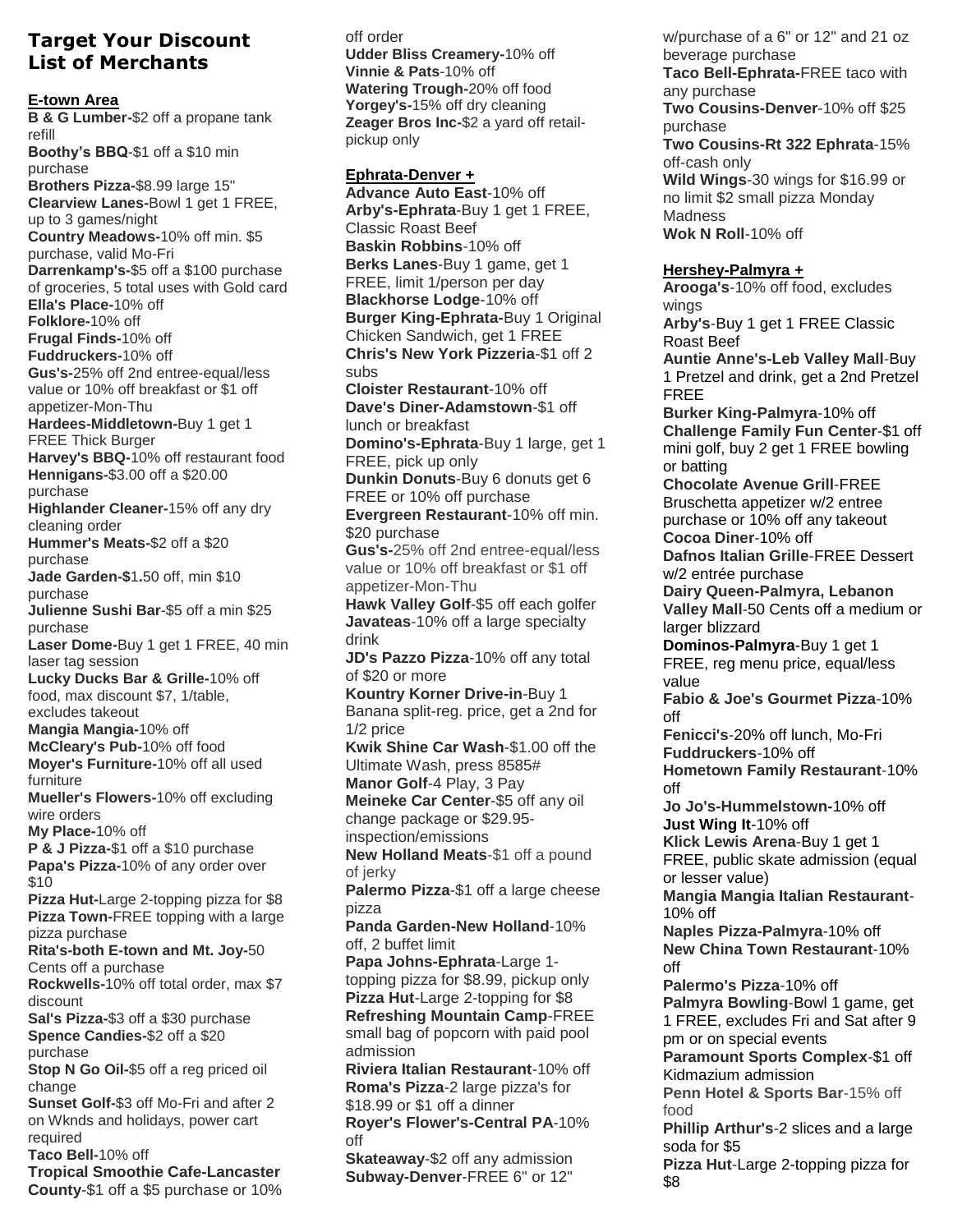# Target Your Discount List of Merchants

## E-town Area

**B & G Lumber-**$2 off a propane tank refill
**Boothy's BBQ**-$1 off a $10 min purchase
**Brothers Pizza-**$8.99 large 15"
**Clearview Lanes-**Bowl 1 get 1 FREE, up to 3 games/night
**Country Meadows-**10% off min. $5 purchase, valid Mo-Fri
**Darrenkamp's-**$5 off a $100 purchase of groceries, 5 total uses with Gold card
**Ella's Place-**10% off
**Folklore-**10% off
**Frugal Finds-**10% off
**Fuddruckers-**10% off
**Gus's-**25% off 2nd entree-equal/less value or 10% off breakfast or $1 off appetizer-Mon-Thu
**Hardees-Middletown-**Buy 1 get 1 FREE Thick Burger
**Harvey's BBQ-**10% off restaurant food
**Hennigans-**$3.00 off a $20.00 purchase
**Highlander Cleaner-**15% off any dry cleaning order
**Hummer's Meats-**$2 off a $20 purchase
**Jade Garden-$1.**50 off, min $10 purchase
**Julienne Sushi Bar**-$5 off a min $25 purchase
**Laser Dome-**Buy 1 get 1 FREE, 40 min laser tag session
**Lucky Ducks Bar & Grille-**10% off food, max discount $7, 1/table, excludes takeout
**Mangia Mangia-**10% off
**McCleary's Pub-**10% off food
**Moyer's Furniture-**10% off all used furniture
**Mueller's Flowers-**10% off excluding wire orders
**My Place-**10% off
**P & J Pizza-**$1 off a $10 purchase
**Papa's Pizza-**10% of any order over $10
**Pizza Hut-**Large 2-topping pizza for $8
**Pizza Town-**FREE topping with a large pizza purchase
**Rita's-both E-town and Mt. Joy-**50 Cents off a purchase
**Rockwells-**10% off total order, max $7 discount
**Sal's Pizza-**$3 off a $30 purchase
**Spence Candies-**$2 off a $20 purchase
**Stop N Go Oil-**$5 off a reg priced oil change
**Sunset Golf-**$3 off Mo-Fri and after 2 on Wknds and holidays, power cart required
**Taco Bell-**10% off
**Tropical Smoothie Cafe-Lancaster County**-$1 off a $5 purchase or 10% off order
**Udder Bliss Creamery-**10% off
**Vinnie & Pats**-10% off
**Watering Trough-**20% off food
**Yorgey's-**15% off dry cleaning
**Zeager Bros Inc-**$2 a yard off retail-pickup only

## Ephrata-Denver +

**Advance Auto East**-10% off
**Arby's-Ephrata**-Buy 1 get 1 FREE, Classic Roast Beef
**Baskin Robbins**-10% off
**Berks Lanes**-Buy 1 game, get 1 FREE, limit 1/person per day
**Blackhorse Lodge**-10% off
**Burger King-Ephrata-**Buy 1 Original Chicken Sandwich, get 1 FREE
**Chris's New York Pizzeria**-$1 off 2 subs
**Cloister Restaurant**-10% off
**Dave's Diner-Adamstown**-$1 off lunch or breakfast
**Domino's-Ephrata**-Buy 1 large, get 1 FREE, pick up only
**Dunkin Donuts**-Buy 6 donuts get 6 FREE or 10% off purchase
**Evergreen Restaurant**-10% off min. $20 purchase
**Gus's-**25% off 2nd entree-equal/less value or 10% off breakfast or $1 off appetizer-Mon-Thu
**Hawk Valley Golf**-$5 off each golfer
**Javateas**-10% off a large specialty drink
**JD's Pazzo Pizza**-10% off any total of $20 or more
**Kountry Korner Drive-in**-Buy 1 Banana split-reg. price, get a 2nd for 1/2 price
**Kwik Shine Car Wash**-$1.00 off the Ultimate Wash, press 8585#
**Manor Golf**-4 Play, 3 Pay
**Meineke Car Center**-$5 off any oil change package or $29.95-inspection/emissions
**New Holland Meats**-$1 off a pound of jerky
**Palermo Pizza**-$1 off a large cheese pizza
**Panda Garden-New Holland**-10% off, 2 buffet limit
**Papa Johns-Ephrata**-Large 1-topping pizza for $8.99, pickup only
**Pizza Hut**-Large 2-topping for $8
**Refreshing Mountain Camp**-FREE small bag of popcorn with paid pool admission
**Riviera Italian Restaurant**-10% off
**Roma's Pizza**-2 large pizza's for $18.99 or $1 off a dinner
**Royer's Flower's-Central PA**-10% off
**Skateaway**-$2 off any admission
**Subway-Denver**-FREE 6" or 12" w/purchase of a 6" or 12" and 21 oz beverage purchase
**Taco Bell-Ephrata-**FREE taco with any purchase
**Two Cousins-Denver**-10% off $25 purchase
**Two Cousins-Rt 322 Ephrata**-15% off-cash only
**Wild Wings**-30 wings for $16.99 or no limit $2 small pizza Monday Madness
**Wok N Roll**-10% off

## Hershey-Palmyra +

**Arooga's**-10% off food, excludes wings
**Arby's**-Buy 1 get 1 FREE Classic Roast Beef
**Auntie Anne's-Leb Valley Mall**-Buy 1 Pretzel and drink, get a 2nd Pretzel FREE
**Burker King-Palmyra**-10% off
**Challenge Family Fun Center**-$1 off mini golf, buy 2 get 1 FREE bowling or batting
**Chocolate Avenue Grill**-FREE Bruschetta appetizer w/2 entree purchase or 10% off any takeout
**Cocoa Diner**-10% off
**Dafnos Italian Grille**-FREE Dessert w/2 entrée purchase
**Dairy Queen-Palmyra, Lebanon Valley Mall**-50 Cents off a medium or larger blizzard
**Dominos-Palmyra**-Buy 1 get 1 FREE, reg menu price, equal/less value
**Fabio & Joe's Gourmet Pizza**-10% off
**Fenicci's**-20% off lunch, Mo-Fri
**Fuddruckers**-10% off
**Hometown Family Restaurant**-10% off
**Jo Jo's-Hummelstown-**10% off
**Just Wing It**-10% off
**Klick Lewis Arena**-Buy 1 get 1 FREE, public skate admission (equal or lesser value)
**Mangia Mangia Italian Restaurant**-10% off
**Naples Pizza-Palmyra**-10% off
**New China Town Restaurant**-10% off
**Palermo's Pizza**-10% off
**Palmyra Bowling**-Bowl 1 game, get 1 FREE, excludes Fri and Sat after 9 pm or on special events
**Paramount Sports Complex**-$1 off Kidmazium admission
**Penn Hotel & Sports Bar**-15% off food
**Phillip Arthur's**-2 slices and a large soda for $5
**Pizza Hut**-Large 2-topping pizza for $8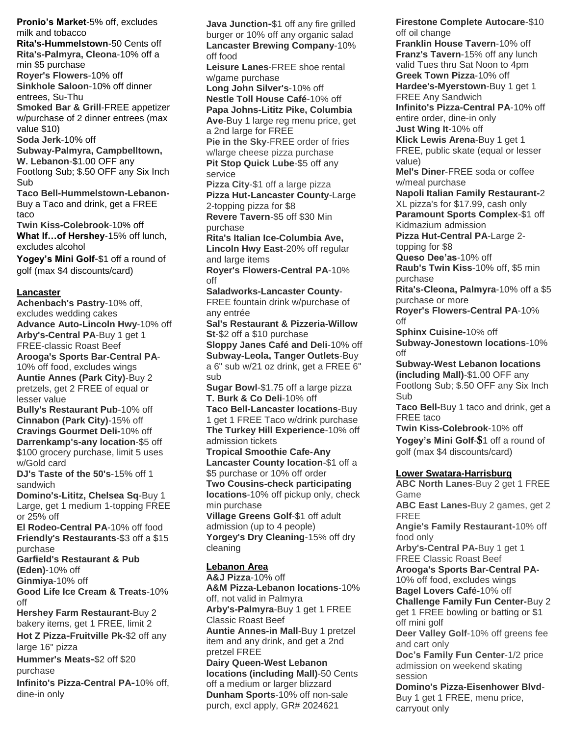**Pronio's Market**-5% off, excludes milk and tobacco
**Rita's-Hummelstown**-50 Cents off
**Rita's-Palmyra, Cleona**-10% off a min $5 purchase
**Royer's Flowers**-10% off
**Sinkhole Saloon**-10% off dinner entrees, Su-Thu
**Smoked Bar & Grill**-FREE appetizer w/purchase of 2 dinner entrees (max value $10)
**Soda Jerk**-10% off
**Subway-Palmyra, Campbelltown, W. Lebanon**-$1.00 OFF any Footlong Sub; $.50 OFF any Six Inch Sub
**Taco Bell-Hummelstown-Lebanon**-Buy a Taco and drink, get a FREE taco
**Twin Kiss-Colebrook**-10% off
**What If…of Hershey**-15% off lunch, excludes alcohol
**Yogey's Mini Golf**-$1 off a round of golf (max $4 discounts/card)

## Lancaster

**Achenbach's Pastry**-10% off, excludes wedding cakes
**Advance Auto-Lincoln Hwy**-10% off
**Arby's-Central PA**-Buy 1 get 1 FREE-classic Roast Beef
**Arooga's Sports Bar-Central PA**-10% off food, excludes wings
**Auntie Annes (Park City)**-Buy 2 pretzels, get 2 FREE of equal or lesser value
**Bully's Restaurant Pub**-10% off
**Cinnabon (Park City)**-15% off
**Cravings Gourmet Deli-**10% off
**Darrenkamp's-any location**-$5 off $100 grocery purchase, limit 5 uses w/Gold card
**DJ's Taste of the 50's**-15% off 1 sandwich
**Domino's-Lititz, Chelsea Sq**-Buy 1 Large, get 1 medium 1-topping FREE or 25% off
**El Rodeo-Central PA**-10% off food
**Friendly's Restaurants**-$3 off a $15 purchase
**Garfield's Restaurant & Pub (Eden)**-10% off
**Ginmiya**-10% off
**Good Life Ice Cream & Treats**-10% off
**Hershey Farm Restaurant-**Buy 2 bakery items, get 1 FREE, limit 2
**Hot Z Pizza-Fruitville Pk-**$2 off any large 16" pizza
**Hummer's Meats-**$2 off $20 purchase
**Infinito's Pizza-Central PA-**10% off, dine-in only
**Java Junction-**$1 off any fire grilled burger or 10% off any organic salad
**Lancaster Brewing Company**-10% off food
**Leisure Lanes**-FREE shoe rental w/game purchase
**Long John Silver's**-10% off
**Nestle Toll House Café**-10% off
**Papa Johns-Lititz Pike, Columbia Ave**-Buy 1 large reg menu price, get a 2nd large for FREE
**Pie in the Sky**-FREE order of fries w/large cheese pizza purchase
**Pit Stop Quick Lube**-$5 off any service
**Pizza City**-$1 off a large pizza
**Pizza Hut-Lancaster County**-Large 2-topping pizza for $8
**Revere Tavern**-$5 off $30 Min purchase
**Rita's Italian Ice-Columbia Ave, Lincoln Hwy East**-20% off regular and large items
**Royer's Flowers-Central PA**-10% off
**Saladworks-Lancaster County**-FREE fountain drink w/purchase of any entrée
**Sal's Restaurant & Pizzeria-Willow St**-$2 off a $10 purchase
**Sloppy Janes Café and Deli**-10% off
**Subway-Leola, Tanger Outlets**-Buy a 6" sub w/21 oz drink, get a FREE 6" sub
**Sugar Bowl**-$1.75 off a large pizza
**T. Burk & Co Deli**-10% off
**Taco Bell-Lancaster locations**-Buy 1 get 1 FREE Taco w/drink purchase
**The Turkey Hill Experience**-10% off admission tickets
**Tropical Smoothie Cafe-Any Lancaster County location**-$1 off a $5 purchase or 10% off order
**Two Cousins-check participating locations**-10% off pickup only, check min purchase
**Village Greens Golf**-$1 off adult admission (up to 4 people)
**Yorgey's Dry Cleaning**-15% off dry cleaning

## Lebanon Area

**A&J Pizza**-10% off
**A&M Pizza-Lebanon locations**-10% off, not valid in Palmyra
**Arby's-Palmyra**-Buy 1 get 1 FREE Classic Roast Beef
**Auntie Annes-in Mall**-Buy 1 pretzel item and any drink, and get a 2nd pretzel FREE
**Dairy Queen-West Lebanon locations (including Mall)**-50 Cents off a medium or larger blizzard
**Dunham Sports**-10% off non-sale purch, excl apply, GR# 2024621
**Firestone Complete Autocare**-$10 off oil change
**Franklin House Tavern**-10% off
**Franz's Tavern**-15% off any lunch valid Tues thru Sat Noon to 4pm
**Greek Town Pizza**-10% off
**Hardee's-Myerstown**-Buy 1 get 1 FREE Any Sandwich
**Infinito's Pizza-Central PA**-10% off entire order, dine-in only
**Just Wing It**-10% off
**Klick Lewis Arena**-Buy 1 get 1 FREE, public skate (equal or lesser value)
**Mel's Diner**-FREE soda or coffee w/meal purchase
**Napoli Italian Family Restaurant-**2 XL pizza's for $17.99, cash only
**Paramount Sports Complex**-$1 off Kidmazium admission
**Pizza Hut-Central PA**-Large 2-topping for $8
**Queso Dee'as**-10% off
**Raub's Twin Kiss**-10% off, $5 min purchase
**Rita's-Cleona, Palmyra**-10% off a $5 purchase or more
**Royer's Flowers-Central PA**-10% off
**Sphinx Cuisine-**10% off
**Subway-Jonestown locations**-10% off
**Subway-West Lebanon locations (including Mall)**-$1.00 OFF any Footlong Sub; $.50 OFF any Six Inch Sub
**Taco Bell-**Buy 1 taco and drink, get a FREE taco
**Twin Kiss-Colebrook**-10% off
**Yogey's Mini Golf**-$1 off a round of golf (max $4 discounts/card)

## Lower Swatara-Harrisburg

**ABC North Lanes**-Buy 2 get 1 FREE Game
**ABC East Lanes-**Buy 2 games, get 2 FREE
**Angie's Family Restaurant-**10% off food only
**Arby's-Central PA-**Buy 1 get 1 FREE Classic Roast Beef
**Arooga's Sports Bar-Central PA-**10% off food, excludes wings
**Bagel Lovers Café-**10% off
**Challenge Family Fun Center-**Buy 2 get 1 FREE bowling or batting or $1 off mini golf
**Deer Valley Golf**-10% off greens fee and cart only
**Doc's Family Fun Center**-1/2 price admission on weekend skating session
**Domino's Pizza-Eisenhower Blvd**-Buy 1 get 1 FREE, menu price, carryout only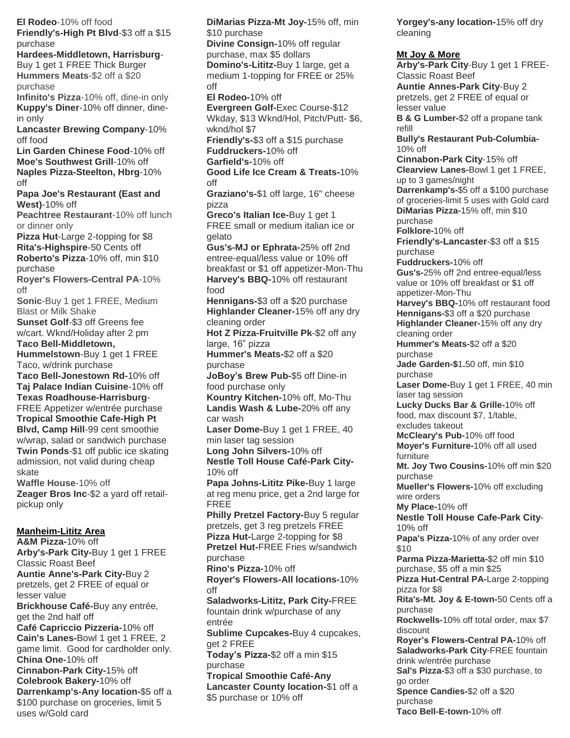**El Rodeo**-10% off food
**Friendly's-High Pt Blvd**-$3 off a $15 purchase
**Hardees-Middletown, Harrisburg**-Buy 1 get 1 FREE Thick Burger
**Hummers Meats**-$2 off a $20 purchase
**Infinito's Pizza**-10% off, dine-in only
**Kuppy's Diner**-10% off dinner, dine-in only
**Lancaster Brewing Company**-10% off food
**Lin Garden Chinese Food**-10% off
**Moe's Southwest Grill**-10% off
**Naples Pizza-Steelton, Hbrg**-10% off
**Papa Joe's Restaurant (East and West)**-10% off
**Peachtree Restaurant**-10% off lunch or dinner only
**Pizza Hut**-Large 2-topping for $8
**Rita's-Highspire**-50 Cents off
**Roberto's Pizza**-10% off, min $10 purchase
**Royer's Flowers-Central PA**-10% off
**Sonic**-Buy 1 get 1 FREE, Medium Blast or Milk Shake
**Sunset Golf**-$3 off Greens fee w/cart. Wknd/Holiday after 2 pm
**Taco Bell-Middletown, Hummelstown**-Buy 1 get 1 FREE Taco, w/drink purchase
**Taco Bell-Jonestown Rd-**10% off
**Taj Palace Indian Cuisine**-10% off
**Texas Roadhouse-Harrisburg**-FREE Appetizer w/entrée purchase
**Tropical Smoothie Cafe-High Pt Blvd, Camp Hill**-99 cent smoothie w/wrap, salad or sandwich purchase
**Twin Ponds**-$1 off public ice skating admission, not valid during cheap skate
**Waffle House**-10% off
**Zeager Bros Inc**-$2 a yard off retail-pickup only

## Manheim-Lititz Area

**A&M Pizza-**10% off
**Arby's-Park City-**Buy 1 get 1 FREE Classic Roast Beef
**Auntie Anne's-Park City-**Buy 2 pretzels, get 2 FREE of equal or lesser value
**Brickhouse Café-**Buy any entrée, get the 2nd half off
**Café Capriccio Pizzeria-**10% off
**Cain's Lanes-**Bowl 1 get 1 FREE, 2 game limit. Good for cardholder only.
**China One-**10% off
**Cinnabon-Park City-**15% off
**Colebrook Bakery-**10% off
**Darrenkamp's-Any location-**$5 off a $100 purchase on groceries, limit 5 uses w/Gold card
**DiMarias Pizza-Mt Joy-**15% off, min $10 purchase
**Divine Consign-**10% off regular purchase, max $5 dollars
**Domino's-Lititz-**Buy 1 large, get a medium 1-topping for FREE or 25% off
**El Rodeo-**10% off
**Evergreen Golf-**Exec Course-$12 Wkday, $13 Wknd/Hol, Pitch/Putt- $6, wknd/hol $7
**Friendly's-**$3 off a $15 purchase
**Fuddruckers-**10% off
**Garfield's-**10% off
**Good Life Ice Cream & Treats-**10% off
**Graziano's-**$1 off large, 16" cheese pizza
**Greco's Italian Ice-**Buy 1 get 1 FREE small or medium italian ice or gelato
**Gus's-MJ or Ephrata-**25% off 2nd entree-equal/less value or 10% off breakfast or $1 off appetizer-Mon-Thu
**Harvey's BBQ-**10% off restaurant food
**Hennigans-**$3 off a $20 purchase
**Highlander Cleaner-**15% off any dry cleaning order
**Hot Z Pizza-Fruitville Pk**-$2 off any large, 16" pizza
**Hummer's Meats-**$2 off a $20 purchase
**JoBoy's Brew Pub-**$5 off Dine-in food purchase only
**Kountry Kitchen-**10% off, Mo-Thu
**Landis Wash & Lube-**20% off any car wash
**Laser Dome-**Buy 1 get 1 FREE, 40 min laser tag session
**Long John Silvers-**10% off
**Nestle Toll House Café-Park City-**10% off
**Papa Johns-Lititz Pike-**Buy 1 large at reg menu price, get a 2nd large for FREE
**Philly Pretzel Factory-**Buy 5 regular pretzels, get 3 reg pretzels FREE
**Pizza Hut-**Large 2-topping for $8
**Pretzel Hut-**FREE Fries w/sandwich purchase
**Rino's Pizza-**10% off
**Royer's Flowers-All locations-**10% off
**Saladworks-Lititz, Park City-**FREE fountain drink w/purchase of any entrée
**Sublime Cupcakes-**Buy 4 cupcakes, get 2 FREE
**Today's Pizza-**$2 off a min $15 purchase
**Tropical Smoothie Café-Any Lancaster County location-**$1 off a $5 purchase or 10% off
**Yorgey's-any location-**15% off dry cleaning

## Mt Joy & More

**Arby's-Park City**-Buy 1 get 1 FREE-Classic Roast Beef
**Auntie Annes-Park City**-Buy 2 pretzels, get 2 FREE of equal or lesser value
**B & G Lumber-**$2 off a propane tank refill
**Bully's Restaurant Pub-Columbia-**10% off
**Cinnabon-Park City**-15% off
**Clearview Lanes-**Bowl 1 get 1 FREE, up to 3 games/night
**Darrenkamp's-**$5 off a $100 purchase of groceries-limit 5 uses with Gold card
**DiMarias Pizza-**15% off, min $10 purchase
**Folklore-**10% off
**Friendly's-Lancaster**-$3 off a $15 purchase
**Fuddruckers-**10% off
**Gus's-**25% off 2nd entree-equal/less value or 10% off breakfast or $1 off appetizer-Mon-Thu
**Harvey's BBQ-**10% off restaurant food
**Hennigans-**$3 off a $20 purchase
**Highlander Cleaner-**15% off any dry cleaning order
**Hummer's Meats-**$2 off a $20 purchase
**Jade Garden-$**1.50 off, min $10 purchase
**Laser Dome-**Buy 1 get 1 FREE, 40 min laser tag session
**Lucky Ducks Bar & Grille-**10% off food, max discount $7, 1/table, excludes takeout
**McCleary's Pub-**10% off food
**Moyer's Furniture-**10% off all used furniture
**Mt. Joy Two Cousins-**10% off min $20 purchase
**Mueller's Flowers-**10% off excluding wire orders
**My Place-**10% off
**Nestle Toll House Cafe-Park City**-10% off
**Papa's Pizza-**10% of any order over $10
**Parma Pizza-Marietta-**$2 off min $10 purchase, $5 off a min $25
**Pizza Hut-Central PA-**Large 2-topping pizza for $8
**Rita's-Mt. Joy & E-town-**50 Cents off a purchase
**Rockwells-**10% off total order, max $7 discount
**Royer's Flowers-Central PA-**10% off
**Saladworks-Park City**-FREE fountain drink w/entrée purchase
**Sal's Pizza-**$3 off a $30 purchase, to go order
**Spence Candies-**$2 off a $20 purchase
**Taco Bell-E-town-**10% off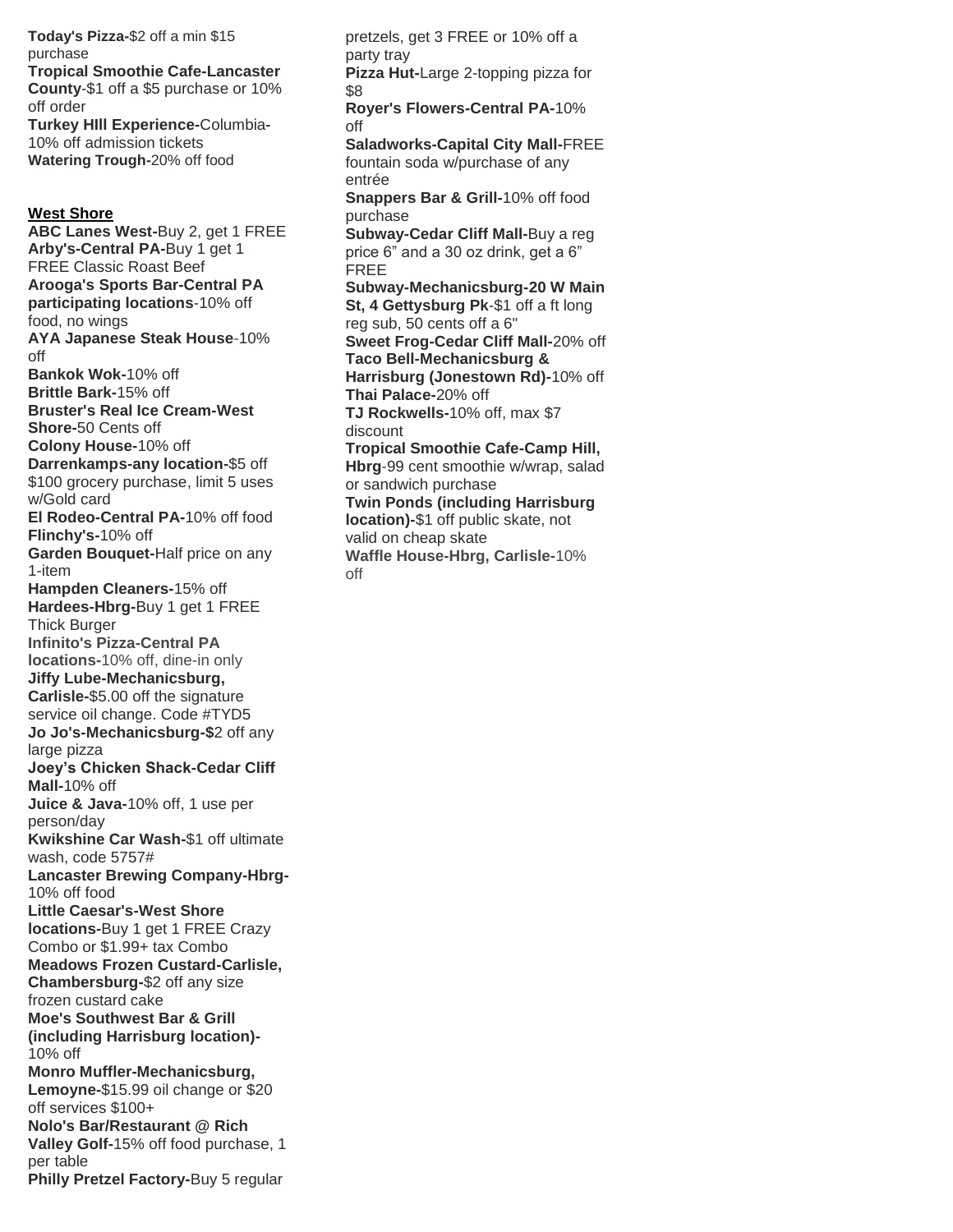**Today's Pizza-**$2 off a min $15 purchase
**Tropical Smoothie Cafe-Lancaster County**-$1 off a $5 purchase or 10% off order
**Turkey HIll Experience-**Columbia-10% off admission tickets
**Watering Trough-**20% off food

## West Shore

**ABC Lanes West-**Buy 2, get 1 FREE
**Arby's-Central PA-**Buy 1 get 1 FREE Classic Roast Beef
**Arooga's Sports Bar-Central PA participating locations**-10% off food, no wings
**AYA Japanese Steak House**-10% off
**Bankok Wok-**10% off
**Brittle Bark-**15% off
**Bruster's Real Ice Cream-West Shore-**50 Cents off
**Colony House-**10% off
**Darrenkamps-any location-**$5 off $100 grocery purchase, limit 5 uses w/Gold card
**El Rodeo-Central PA-**10% off food
**Flinchy's-**10% off
**Garden Bouquet-**Half price on any 1-item
**Hampden Cleaners-**15% off
**Hardees-Hbrg-**Buy 1 get 1 FREE Thick Burger
**Infinito's Pizza-Central PA locations-**10% off, dine-in only
**Jiffy Lube-Mechanicsburg, Carlisle-**$5.00 off the signature service oil change. Code #TYD5
**Jo Jo's-Mechanicsburg-$**2 off any large pizza
**Joey's Chicken Shack-Cedar Cliff Mall-**10% off
**Juice & Java-**10% off, 1 use per person/day
**Kwikshine Car Wash-**$1 off ultimate wash, code 5757#
**Lancaster Brewing Company-Hbrg-**10% off food
**Little Caesar's-West Shore locations-**Buy 1 get 1 FREE Crazy Combo or $1.99+ tax Combo
**Meadows Frozen Custard-Carlisle, Chambersburg-**$2 off any size frozen custard cake
**Moe's Southwest Bar & Grill (including Harrisburg location)-**10% off
**Monro Muffler-Mechanicsburg, Lemoyne-**$15.99 oil change or $20 off services $100+
**Nolo's Bar/Restaurant @ Rich Valley Golf-**15% off food purchase, 1 per table
**Philly Pretzel Factory-**Buy 5 regular pretzels, get 3 FREE or 10% off a party tray
**Pizza Hut-**Large 2-topping pizza for $8
**Royer's Flowers-Central PA-**10% off
**Saladworks-Capital City Mall-**FREE fountain soda w/purchase of any entrée
**Snappers Bar & Grill-**10% off food purchase
**Subway-Cedar Cliff Mall-**Buy a reg price 6" and a 30 oz drink, get a 6" FREE
**Subway-Mechanicsburg-20 W Main St, 4 Gettysburg Pk**-$1 off a ft long reg sub, 50 cents off a 6"
**Sweet Frog-Cedar Cliff Mall-**20% off
**Taco Bell-Mechanicsburg & Harrisburg (Jonestown Rd)-**10% off
**Thai Palace-**20% off
**TJ Rockwells-**10% off, max $7 discount
**Tropical Smoothie Cafe-Camp Hill, Hbrg**-99 cent smoothie w/wrap, salad or sandwich purchase
**Twin Ponds (including Harrisburg location)-**$1 off public skate, not valid on cheap skate
**Waffle House-Hbrg, Carlisle-**10% off